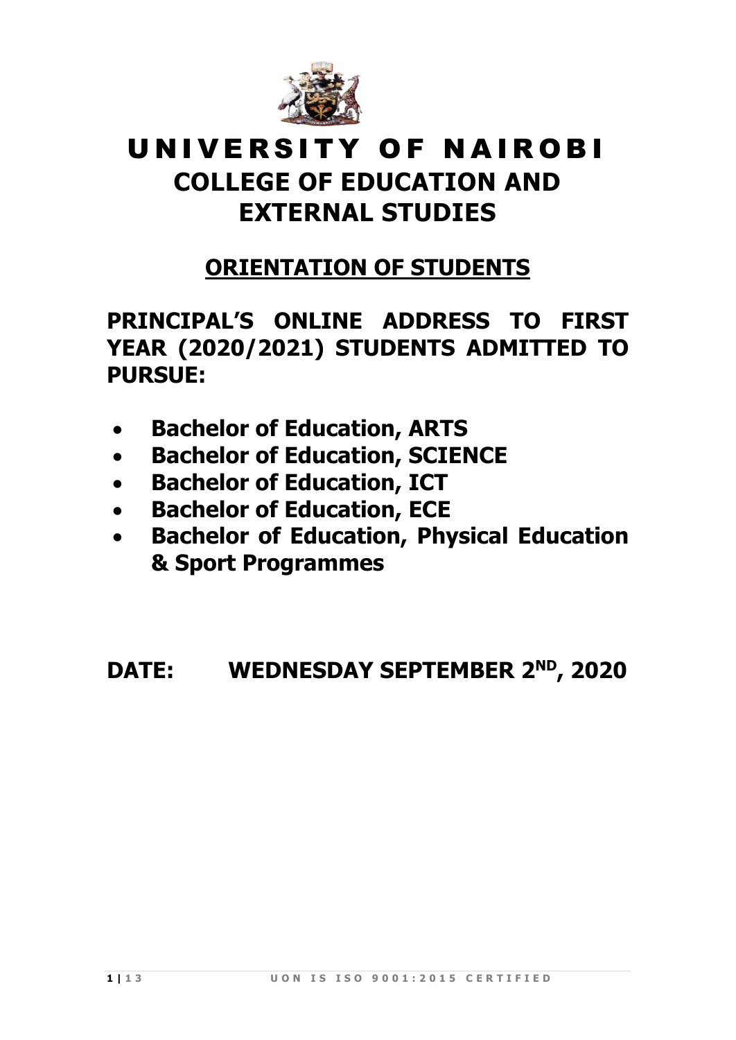# UNIVERSITY OF NAIROBI

## COLLEGE OF EDUCATION AND EXTERNAL STUDIES

## ORIENTATION OF STUDENTS

**PRINCIPAL'S ONLINE ADDRESS TO FIRST YEAR (2020/2021) STUDENTS ADMITTED TO PURSUE:**

- **Bachelor of Education, ARTS**
- **Bachelor of Education, SCIENCE**
- **Bachelor of Education, ICT**
- **Bachelor of Education, ECE**
- **Bachelor of Education, Physical Education & Sport Programmes**

**DATE: WEDNESDAY SEPTEMBER 2ND, 2020**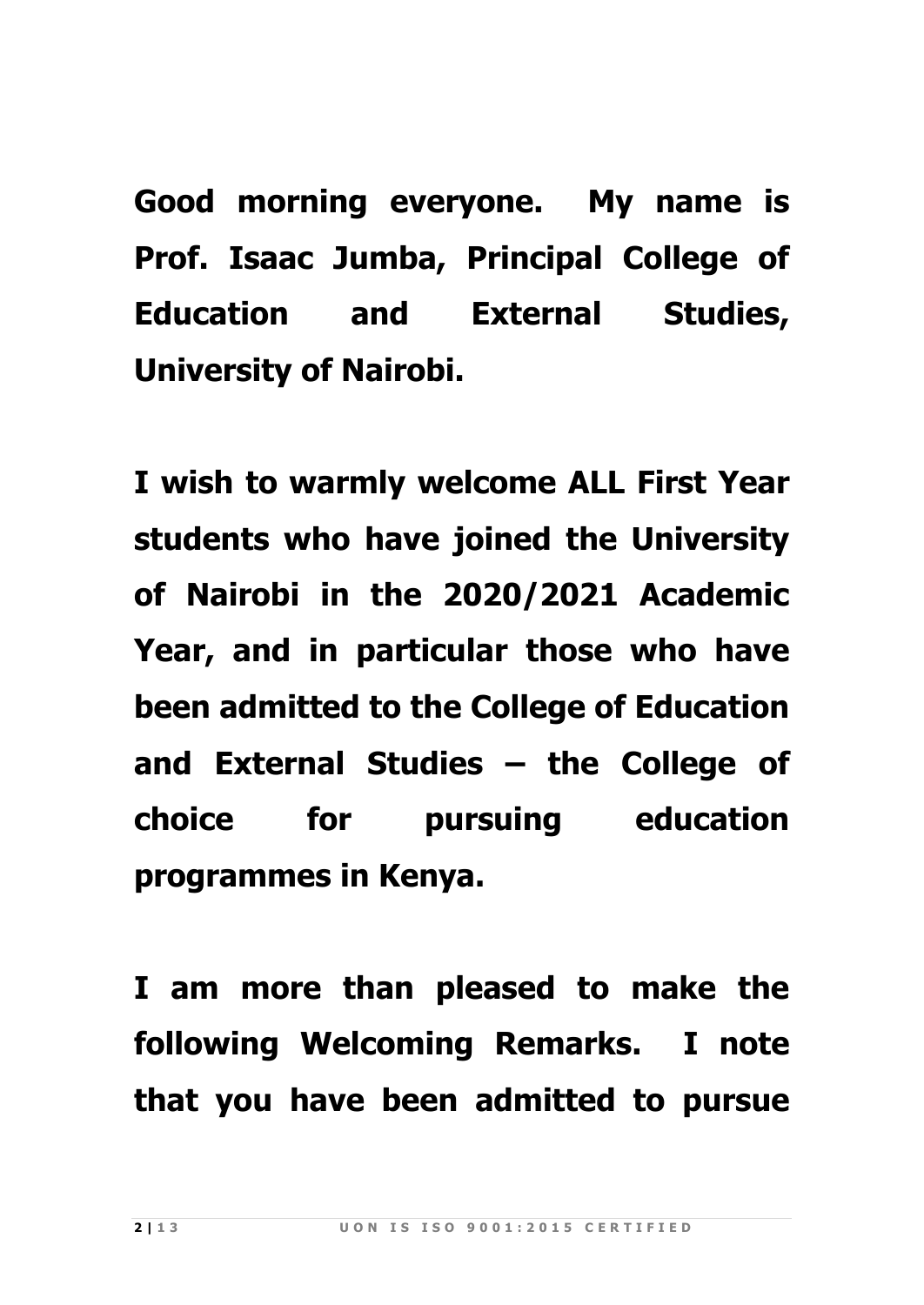**Good morning everyone. My name is Prof. Isaac Jumba, Principal College of Education and External Studies, University of Nairobi.**

**I wish to warmly welcome ALL First Year students who have joined the University of Nairobi in the 2020/2021 Academic Year, and in particular those who have been admitted to the College of Education and External Studies – the College of choice for pursuing education programmes in Kenya.**

**I am more than pleased to make the following Welcoming Remarks. I note that you have been admitted to pursue**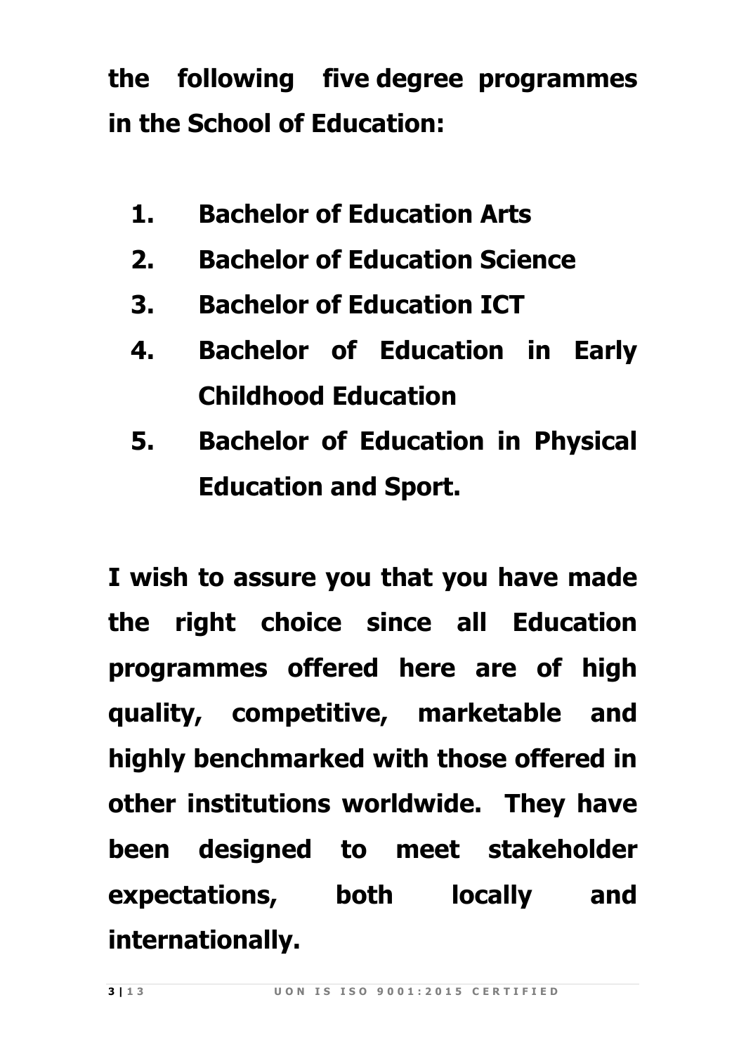**the following five degree programmes in the School of Education:**

1. **Bachelor of Education Arts**
2. **Bachelor of Education Science**
3. **Bachelor of Education ICT**
4. **Bachelor of Education in Early Childhood Education**
5. **Bachelor of Education in Physical Education and Sport.**

**I wish to assure you that you have made the right choice since all Education programmes offered here are of high quality, competitive, marketable and highly benchmarked with those offered in other institutions worldwide. They have been designed to meet stakeholder expectations, both locally and internationally.**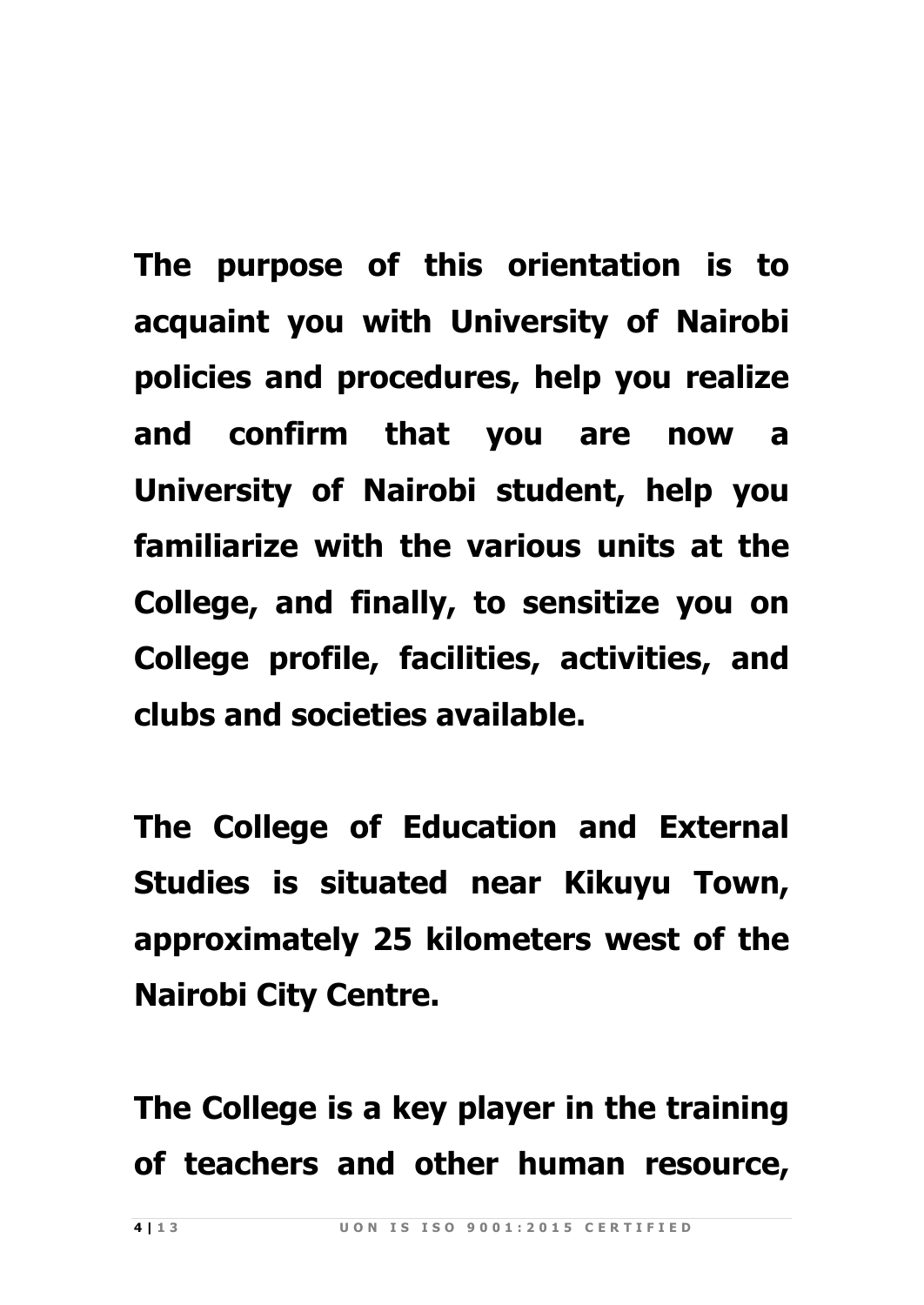**The purpose of this orientation is to acquaint you with University of Nairobi policies and procedures, help you realize and confirm that you are now a University of Nairobi student, help you familiarize with the various units at the College, and finally, to sensitize you on College profile, facilities, activities, and clubs and societies available.**

**The College of Education and External Studies is situated near Kikuyu Town, approximately 25 kilometers west of the Nairobi City Centre.**

**The College is a key player in the training of teachers and other human resource,**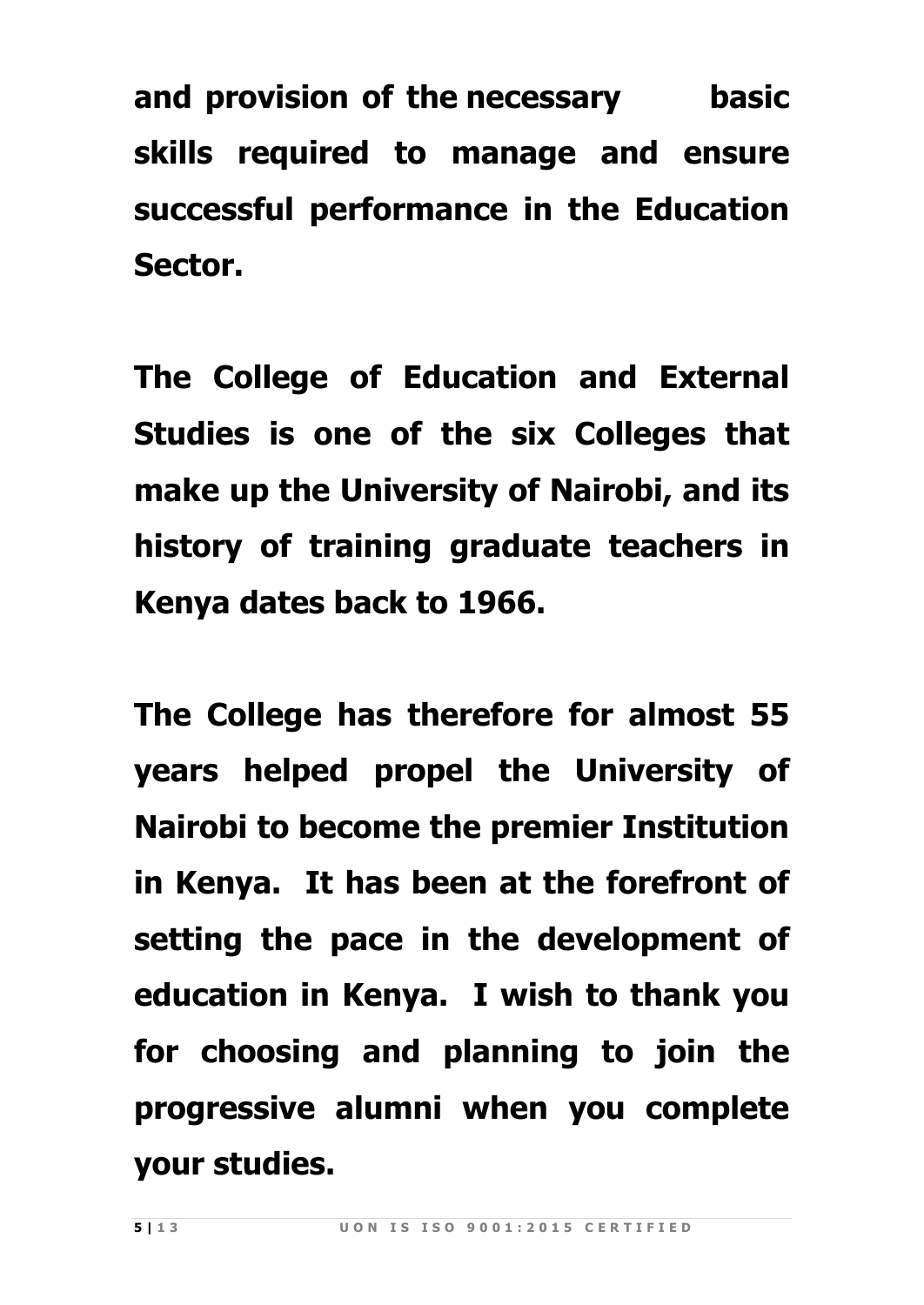**and provision of the necessary basic skills required to manage and ensure successful performance in the Education Sector.**

**The College of Education and External Studies is one of the six Colleges that make up the University of Nairobi, and its history of training graduate teachers in Kenya dates back to 1966.**

**The College has therefore for almost 55 years helped propel the University of Nairobi to become the premier Institution in Kenya. It has been at the forefront of setting the pace in the development of education in Kenya. I wish to thank you for choosing and planning to join the progressive alumni when you complete your studies.**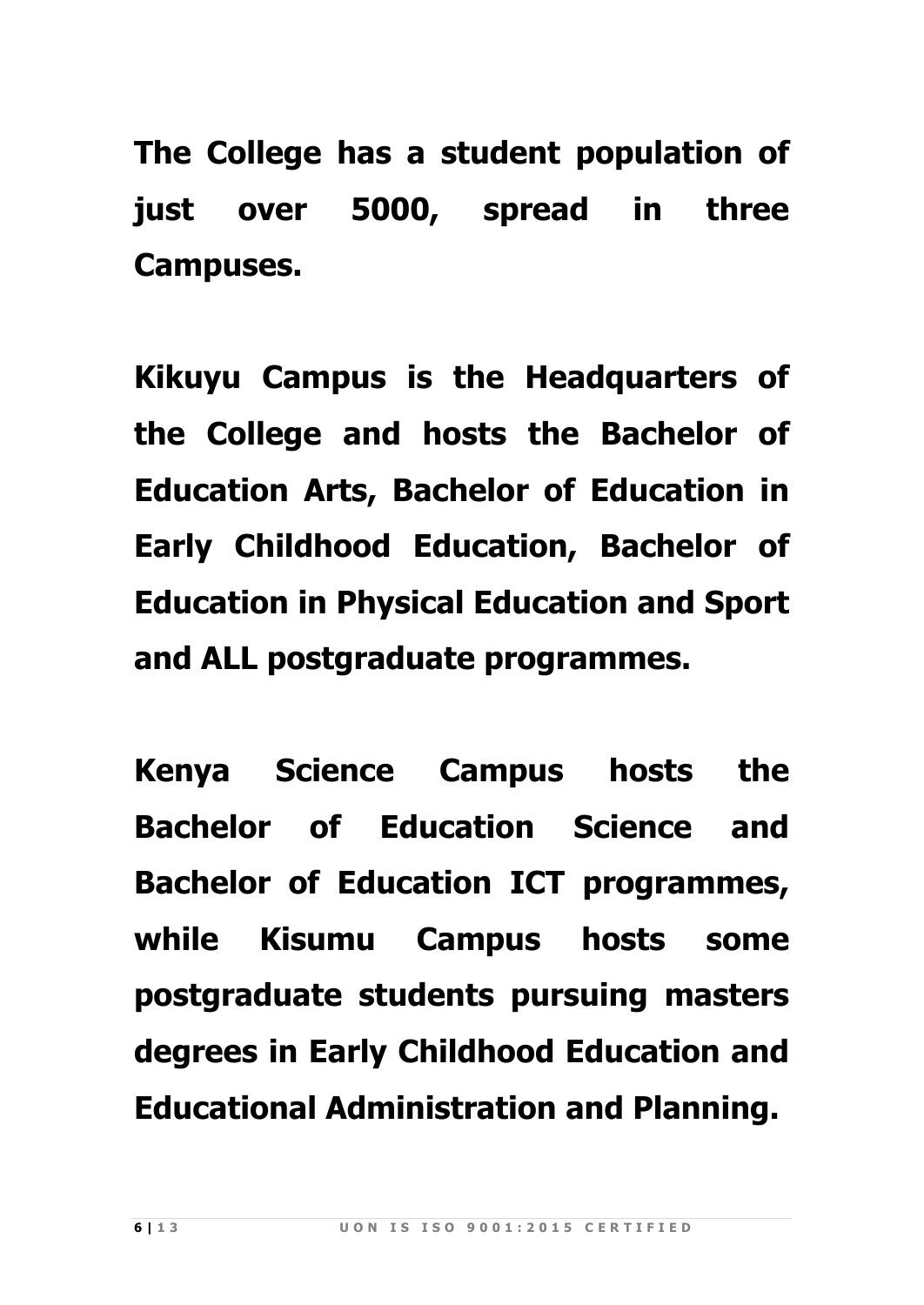**The College has a student population of just over 5000, spread in three Campuses.**

**Kikuyu Campus is the Headquarters of the College and hosts the Bachelor of Education Arts, Bachelor of Education in Early Childhood Education, Bachelor of Education in Physical Education and Sport and ALL postgraduate programmes.**

**Kenya Science Campus hosts the Bachelor of Education Science and Bachelor of Education ICT programmes, while Kisumu Campus hosts some postgraduate students pursuing masters degrees in Early Childhood Education and Educational Administration and Planning.**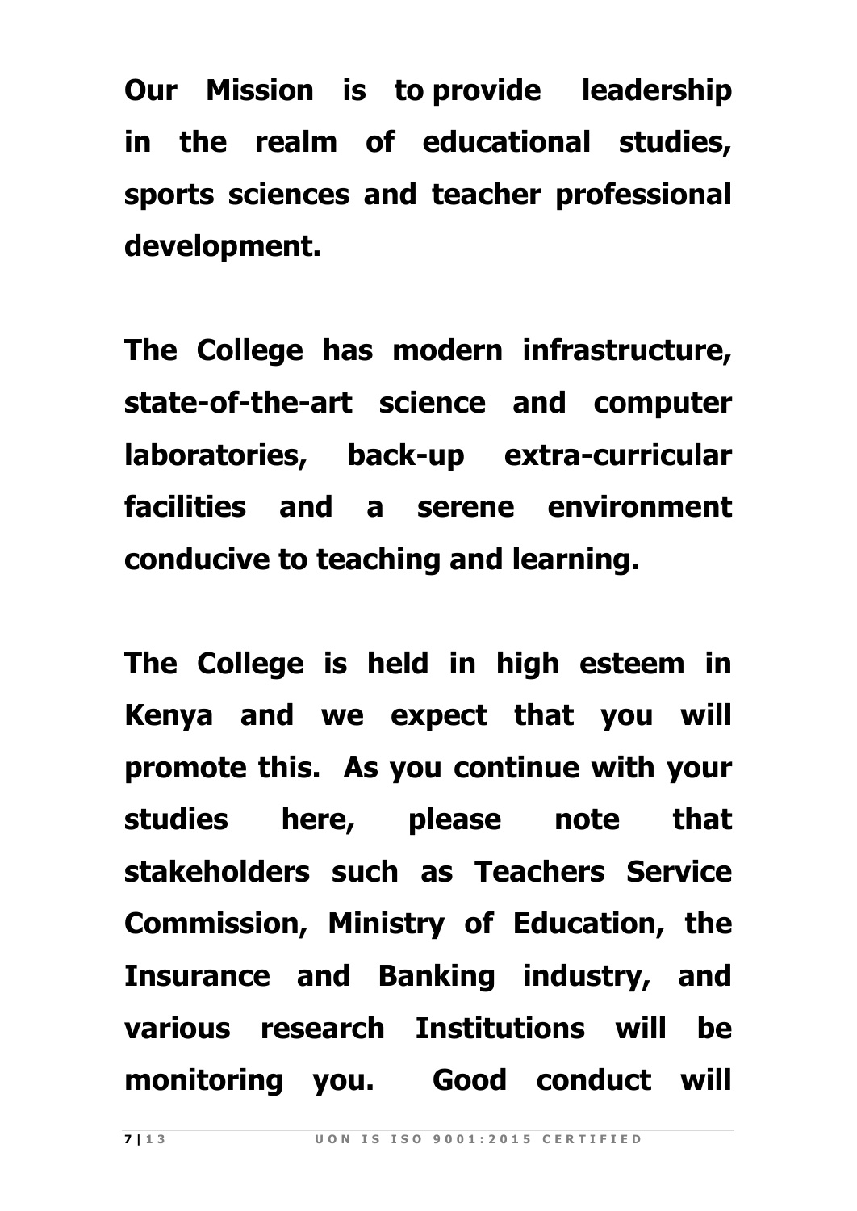**Our Mission is to provide leadership in the realm of educational studies, sports sciences and teacher professional development.**

**The College has modern infrastructure, state-of-the-art science and computer laboratories, back-up extra-curricular facilities and a serene environment conducive to teaching and learning.**

**The College is held in high esteem in Kenya and we expect that you will promote this. As you continue with your studies here, please note that stakeholders such as Teachers Service Commission, Ministry of Education, the Insurance and Banking industry, and various research Institutions will be monitoring you. Good conduct will**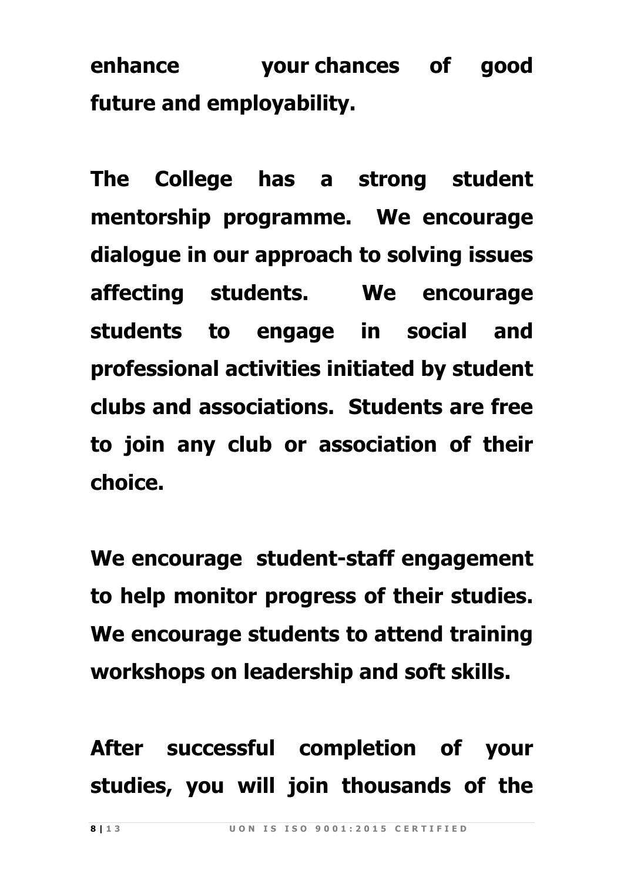**enhance your chances of good future and employability.**

**The College has a strong student mentorship programme. We encourage dialogue in our approach to solving issues affecting students. We encourage students to engage in social and professional activities initiated by student clubs and associations. Students are free to join any club or association of their choice.**

**We encourage student-staff engagement to help monitor progress of their studies. We encourage students to attend training workshops on leadership and soft skills.**

**After successful completion of your studies, you will join thousands of the**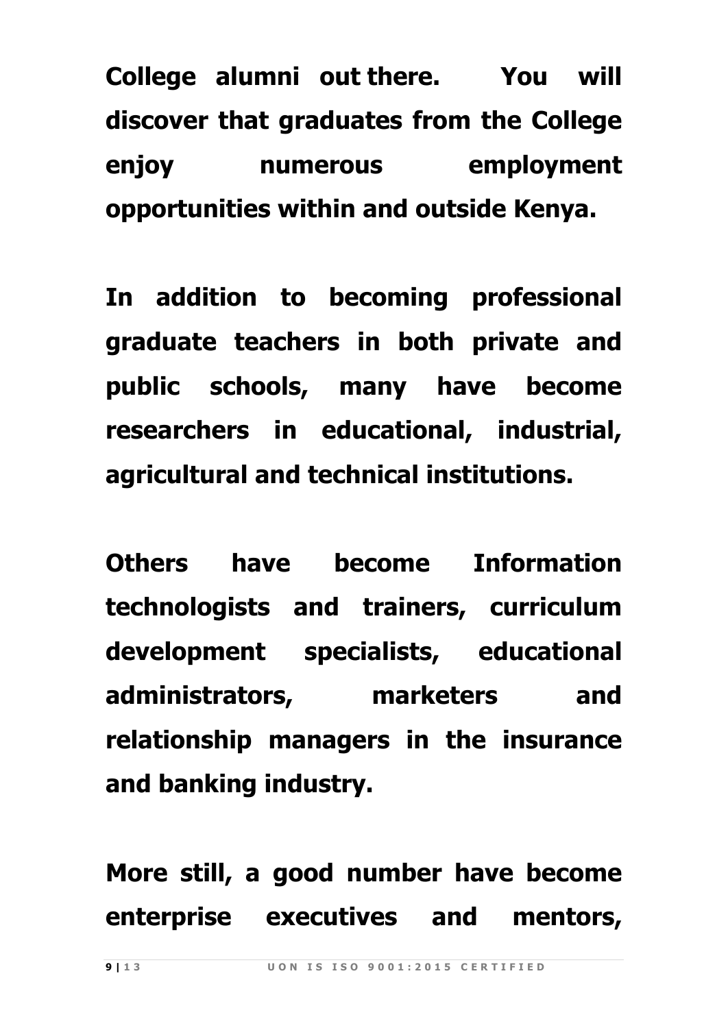**College alumni out there. You will discover that graduates from the College enjoy numerous employment opportunities within and outside Kenya.**

**In addition to becoming professional graduate teachers in both private and public schools, many have become researchers in educational, industrial, agricultural and technical institutions.**

**Others have become Information technologists and trainers, curriculum development specialists, educational administrators, marketers and relationship managers in the insurance and banking industry.**

**More still, a good number have become enterprise executives and mentors,**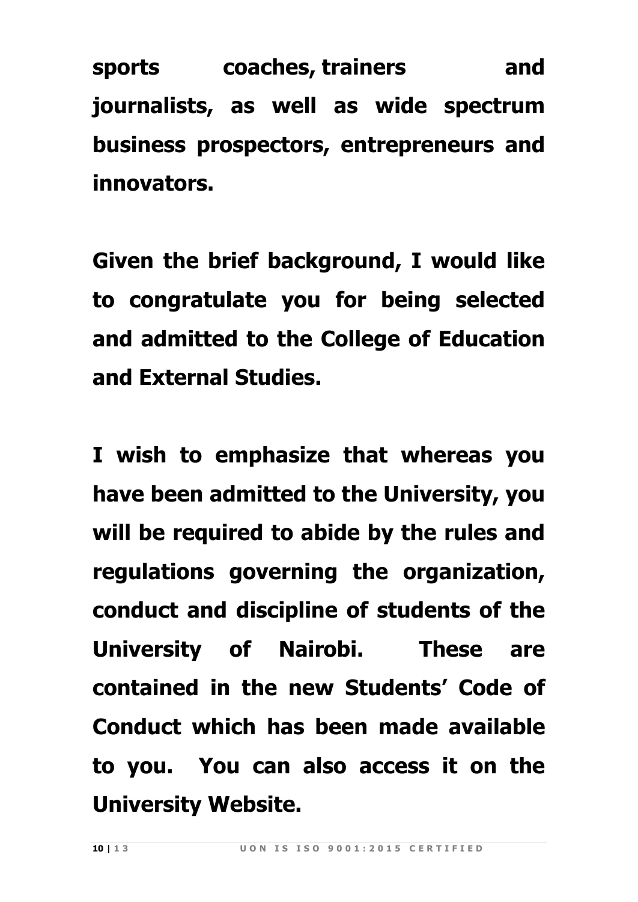**sports coaches, trainers and journalists, as well as wide spectrum business prospectors, entrepreneurs and innovators.**

**Given the brief background, I would like to congratulate you for being selected and admitted to the College of Education and External Studies.**

**I wish to emphasize that whereas you have been admitted to the University, you will be required to abide by the rules and regulations governing the organization, conduct and discipline of students of the University of Nairobi. These are contained in the new Students' Code of Conduct which has been made available to you. You can also access it on the University Website.**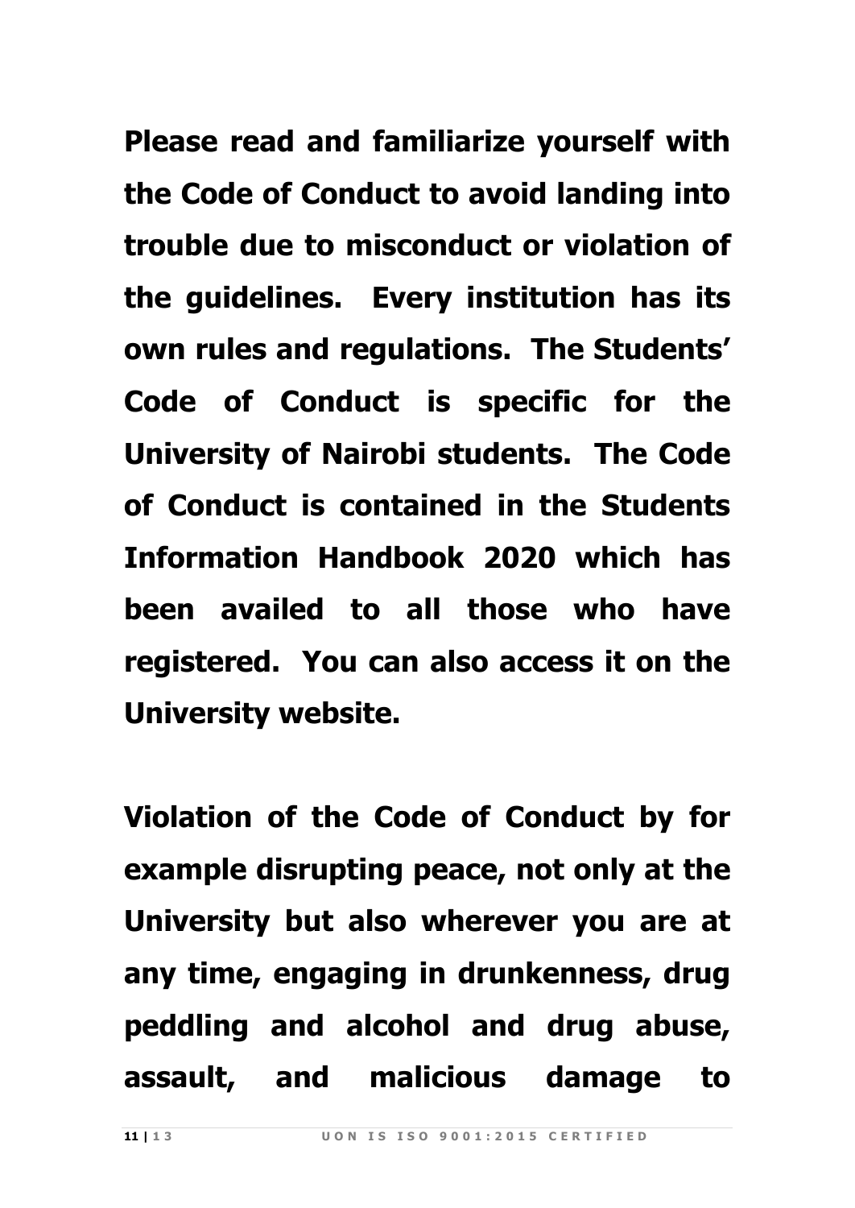**Please read and familiarize yourself with the Code of Conduct to avoid landing into trouble due to misconduct or violation of the guidelines. Every institution has its own rules and regulations. The Students' Code of Conduct is specific for the University of Nairobi students. The Code of Conduct is contained in the Students Information Handbook 2020 which has been availed to all those who have registered. You can also access it on the University website.**

**Violation of the Code of Conduct by for example disrupting peace, not only at the University but also wherever you are at any time, engaging in drunkenness, drug peddling and alcohol and drug abuse, assault, and malicious damage to**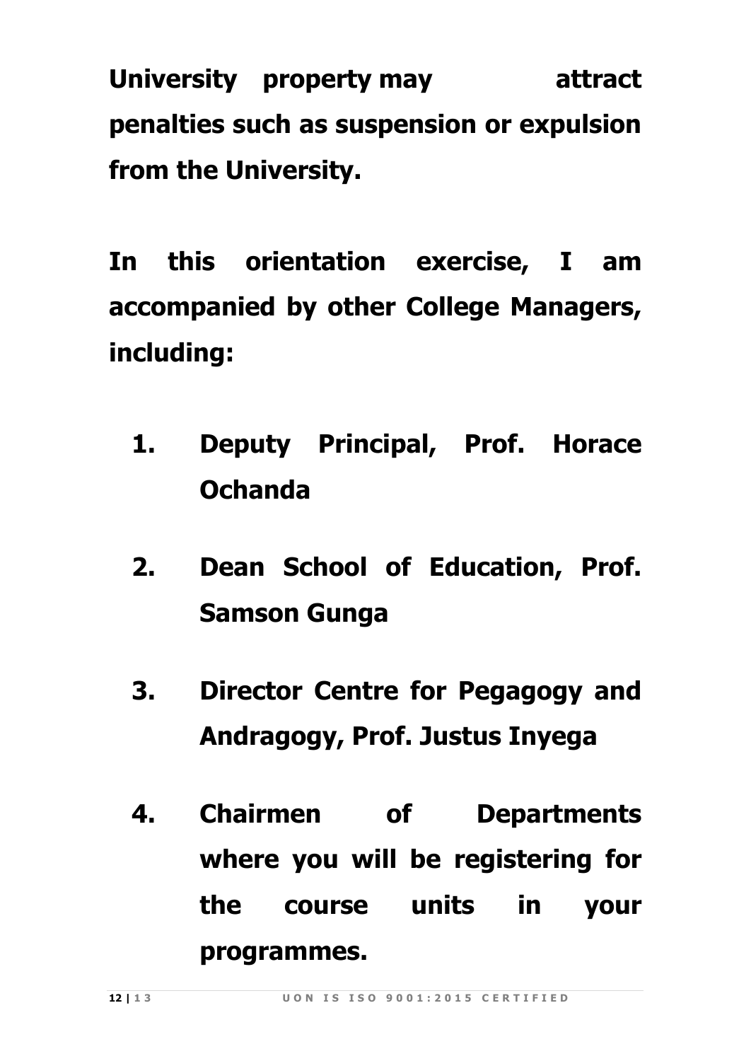**University property may attract penalties such as suspension or expulsion from the University.**

**In this orientation exercise, I am accompanied by other College Managers, including:**

1. **Deputy Principal, Prof. Horace Ochanda**

2. **Dean School of Education, Prof. Samson Gunga**

3. **Director Centre for Pegagogy and Andragogy, Prof. Justus Inyega**

4. **Chairmen of Departments where you will be registering for the course units in your programmes.**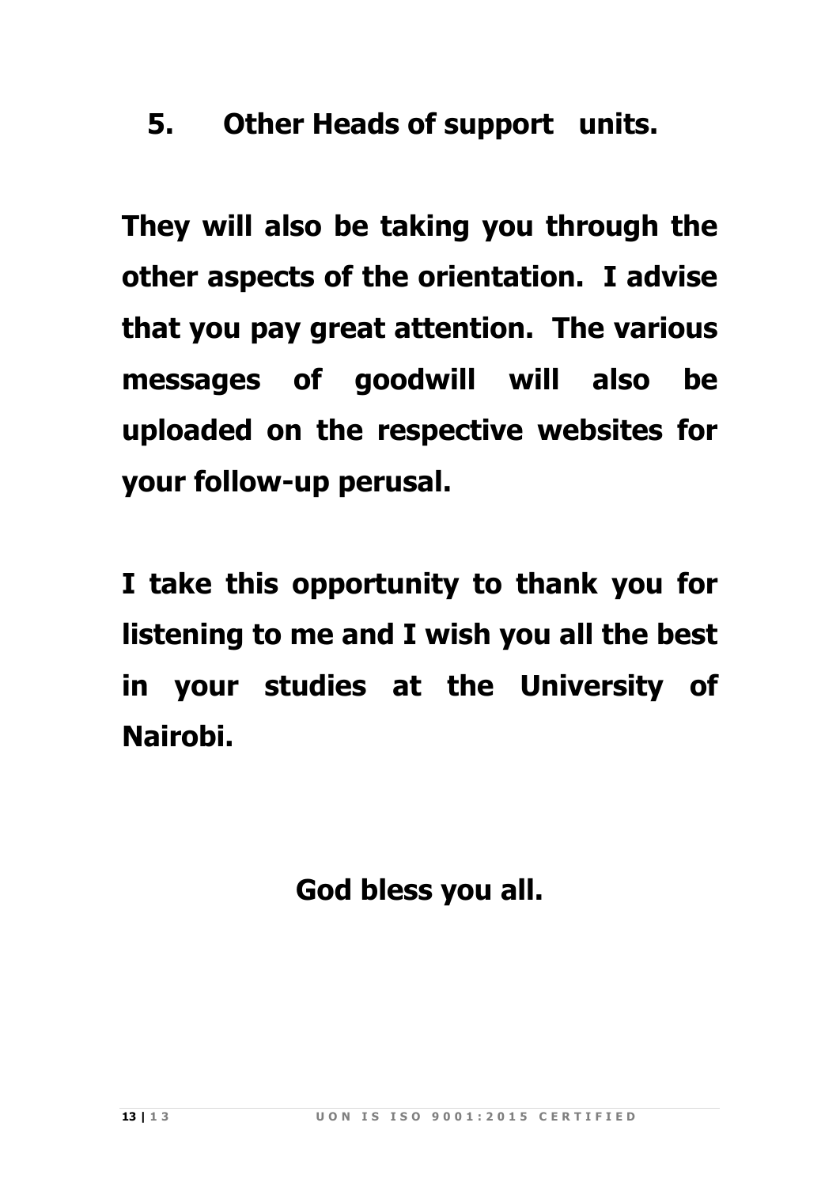**5. Other Heads of support units.**

**They will also be taking you through the other aspects of the orientation. I advise that you pay great attention. The various messages of goodwill will also be uploaded on the respective websites for your follow-up perusal.**

**I take this opportunity to thank you for listening to me and I wish you all the best in your studies at the University of Nairobi.**

**God bless you all.**